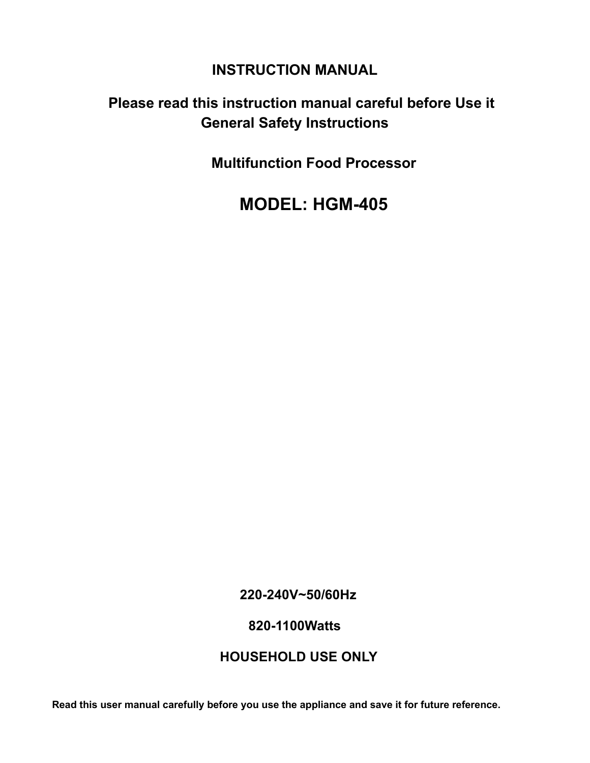# INSTRUCTION MANUAL

**Please read this instruction manual careful before Use it**
**General Safety Instructions**

## Multifunction Food Processor

# MODEL: HGM-405

**220-240V~50/60Hz**

**820-1100Watts**

**HOUSEHOLD USE ONLY**

**Read this user manual carefully before you use the appliance and save it for future reference.**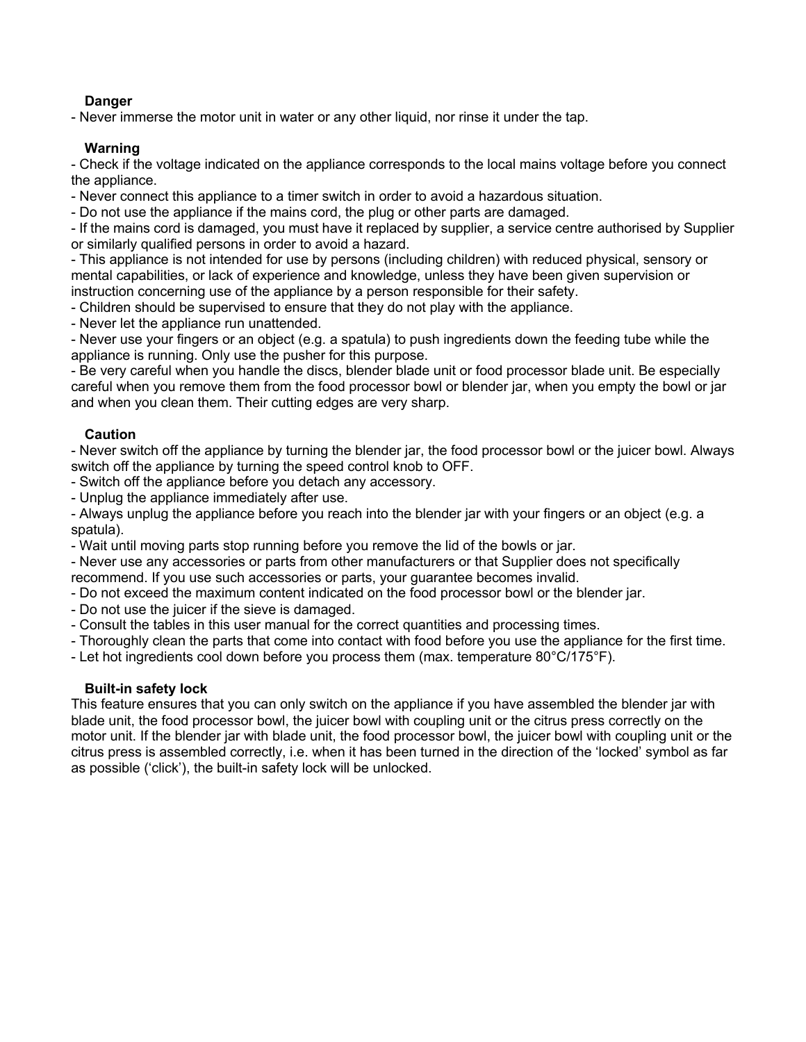### Danger

- Never immerse the motor unit in water or any other liquid, nor rinse it under the tap.

### Warning

- Check if the voltage indicated on the appliance corresponds to the local mains voltage before you connect the appliance.
- Never connect this appliance to a timer switch in order to avoid a hazardous situation.
- Do not use the appliance if the mains cord, the plug or other parts are damaged.
- If the mains cord is damaged, you must have it replaced by supplier, a service centre authorised by Supplier or similarly qualified persons in order to avoid a hazard.
- This appliance is not intended for use by persons (including children) with reduced physical, sensory or mental capabilities, or lack of experience and knowledge, unless they have been given supervision or instruction concerning use of the appliance by a person responsible for their safety.
- Children should be supervised to ensure that they do not play with the appliance.
- Never let the appliance run unattended.
- Never use your fingers or an object (e.g. a spatula) to push ingredients down the feeding tube while the appliance is running. Only use the pusher for this purpose.
- Be very careful when you handle the discs, blender blade unit or food processor blade unit. Be especially careful when you remove them from the food processor bowl or blender jar, when you empty the bowl or jar and when you clean them. Their cutting edges are very sharp.

### Caution

- Never switch off the appliance by turning the blender jar, the food processor bowl or the juicer bowl. Always switch off the appliance by turning the speed control knob to OFF.
- Switch off the appliance before you detach any accessory.
- Unplug the appliance immediately after use.
- Always unplug the appliance before you reach into the blender jar with your fingers or an object (e.g. a spatula).
- Wait until moving parts stop running before you remove the lid of the bowls or jar.
- Never use any accessories or parts from other manufacturers or that Supplier does not specifically recommend. If you use such accessories or parts, your guarantee becomes invalid.
- Do not exceed the maximum content indicated on the food processor bowl or the blender jar.
- Do not use the juicer if the sieve is damaged.
- Consult the tables in this user manual for the correct quantities and processing times.
- Thoroughly clean the parts that come into contact with food before you use the appliance for the first time.
- Let hot ingredients cool down before you process them (max. temperature 80°C/175°F).

### Built-in safety lock

This feature ensures that you can only switch on the appliance if you have assembled the blender jar with blade unit, the food processor bowl, the juicer bowl with coupling unit or the citrus press correctly on the motor unit. If the blender jar with blade unit, the food processor bowl, the juicer bowl with coupling unit or the citrus press is assembled correctly, i.e. when it has been turned in the direction of the 'locked' symbol as far as possible ('click'), the built-in safety lock will be unlocked.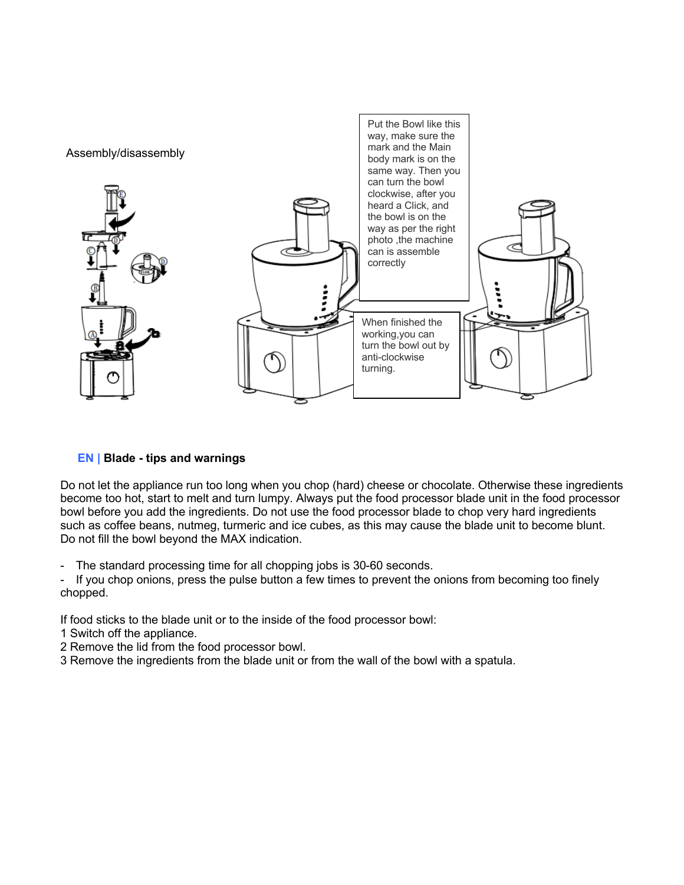Assembly/disassembly

Put the Bowl like this way, make sure the mark and the Main body mark is on the same way. Then you can turn the bowl clockwise, after you heard a Click, and the bowl is on the way as per the right photo ,the machine can is assemble correctly

When finished the working,you can turn the bowl out by anti-clockwise turning.

## EN | Blade - tips and warnings

Do not let the appliance run too long when you chop (hard) cheese or chocolate. Otherwise these ingredients become too hot, start to melt and turn lumpy. Always put the food processor blade unit in the food processor bowl before you add the ingredients. Do not use the food processor blade to chop very hard ingredients such as coffee beans, nutmeg, turmeric and ice cubes, as this may cause the blade unit to become blunt. Do not fill the bowl beyond the MAX indication.

- The standard processing time for all chopping jobs is 30-60 seconds.
- If you chop onions, press the pulse button a few times to prevent the onions from becoming too finely chopped.

If food sticks to the blade unit or to the inside of the food processor bowl:

1 Switch off the appliance.
2 Remove the lid from the food processor bowl.
3 Remove the ingredients from the blade unit or from the wall of the bowl with a spatula.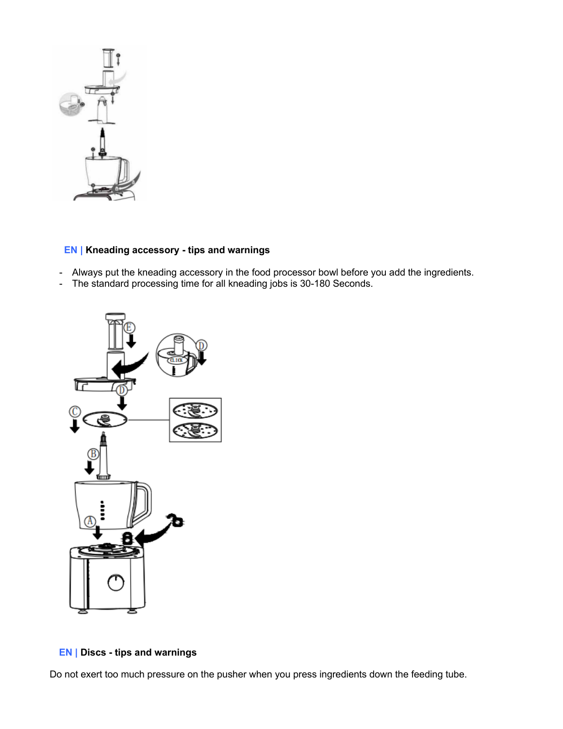## EN | Kneading accessory - tips and warnings

- Always put the kneading accessory in the food processor bowl before you add the ingredients.
- The standard processing time for all kneading jobs is 30-180 Seconds.

## EN | Discs - tips and warnings

Do not exert too much pressure on the pusher when you press ingredients down the feeding tube.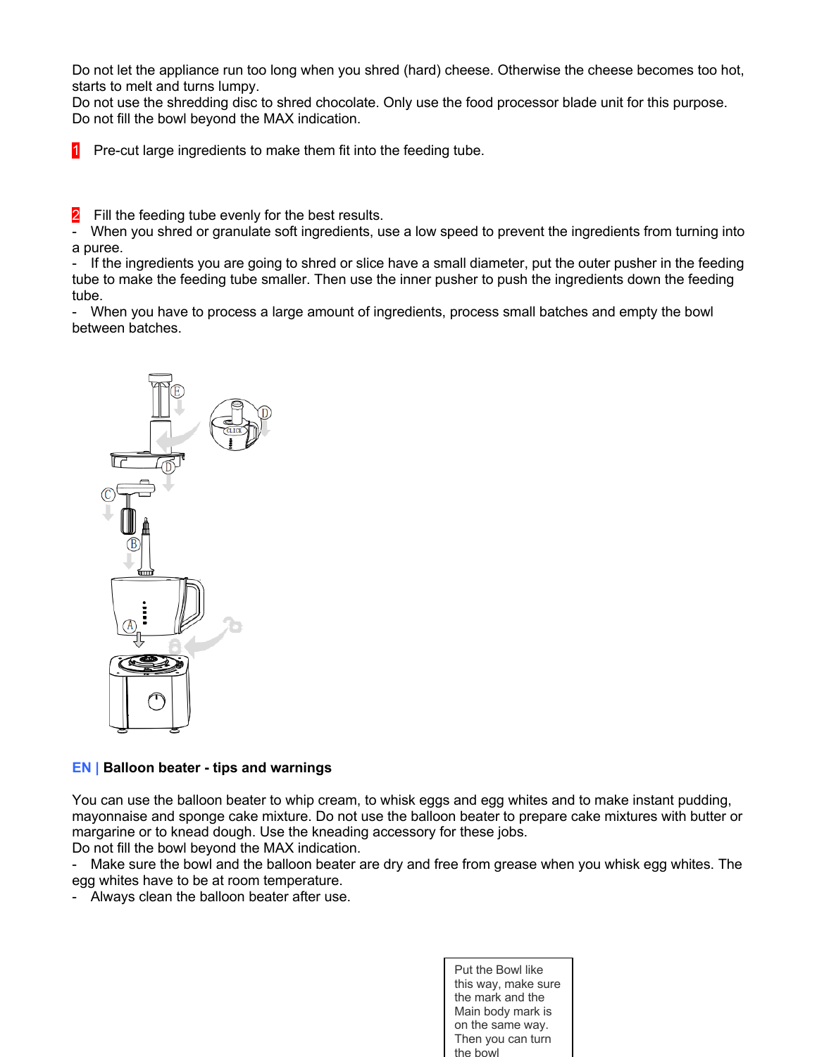Do not let the appliance run too long when you shred (hard) cheese. Otherwise the cheese becomes too hot, starts to melt and turns lumpy.
Do not use the shredding disc to shred chocolate. Only use the food processor blade unit for this purpose.
Do not fill the bowl beyond the MAX indication.

1 Pre-cut large ingredients to make them fit into the feeding tube.

2 Fill the feeding tube evenly for the best results.

- When you shred or granulate soft ingredients, use a low speed to prevent the ingredients from turning into a puree.
- If the ingredients you are going to shred or slice have a small diameter, put the outer pusher in the feeding tube to make the feeding tube smaller. Then use the inner pusher to push the ingredients down the feeding tube.
- When you have to process a large amount of ingredients, process small batches and empty the bowl between batches.

## EN | Balloon beater - tips and warnings

You can use the balloon beater to whip cream, to whisk eggs and egg whites and to make instant pudding, mayonnaise and sponge cake mixture. Do not use the balloon beater to prepare cake mixtures with butter or margarine or to knead dough. Use the kneading accessory for these jobs.
Do not fill the bowl beyond the MAX indication.

- Make sure the bowl and the balloon beater are dry and free from grease when you whisk egg whites. The egg whites have to be at room temperature.
- Always clean the balloon beater after use.

Put the Bowl like this way, make sure the mark and the Main body mark is on the same way. Then you can turn the bowl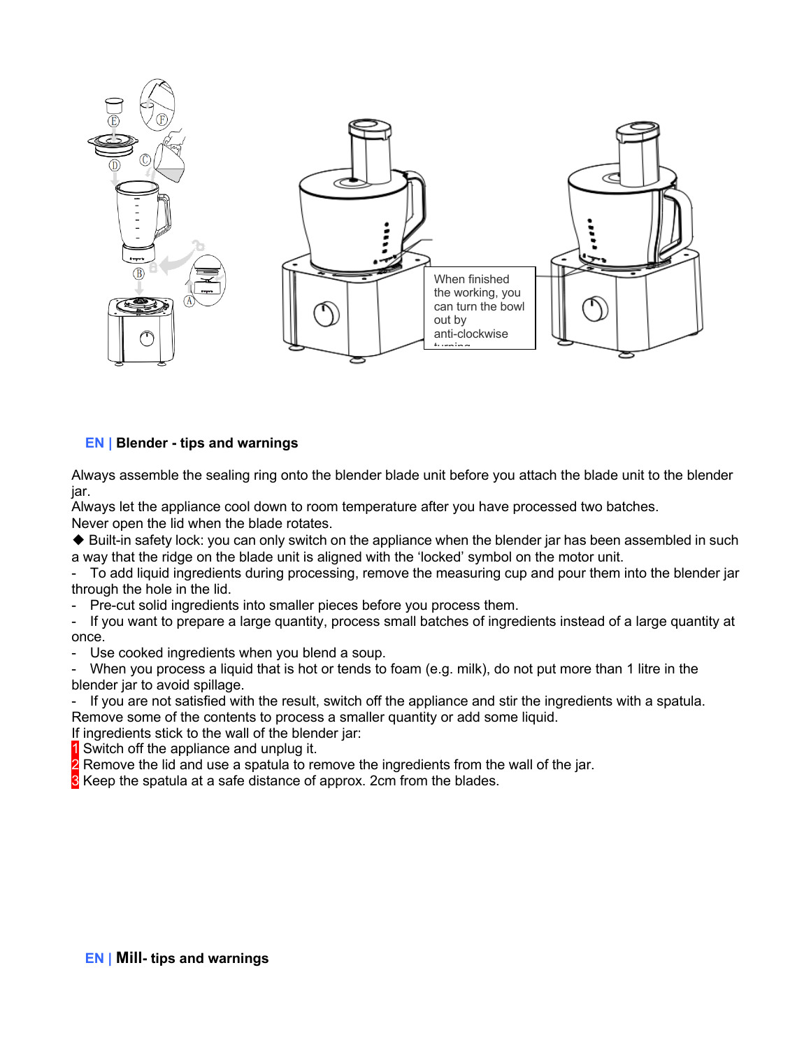When finished the working, you can turn the bowl out by anti-clockwise turning

## EN | Blender - tips and warnings

Always assemble the sealing ring onto the blender blade unit before you attach the blade unit to the blender jar.
Always let the appliance cool down to room temperature after you have processed two batches.
Never open the lid when the blade rotates.

◆ Built-in safety lock: you can only switch on the appliance when the blender jar has been assembled in such a way that the ridge on the blade unit is aligned with the 'locked' symbol on the motor unit.

- To add liquid ingredients during processing, remove the measuring cup and pour them into the blender jar through the hole in the lid.
- Pre-cut solid ingredients into smaller pieces before you process them.
- If you want to prepare a large quantity, process small batches of ingredients instead of a large quantity at once.
- Use cooked ingredients when you blend a soup.
- When you process a liquid that is hot or tends to foam (e.g. milk), do not put more than 1 litre in the blender jar to avoid spillage.
- If you are not satisfied with the result, switch off the appliance and stir the ingredients with a spatula. Remove some of the contents to process a smaller quantity or add some liquid.

If ingredients stick to the wall of the blender jar:

1. Switch off the appliance and unplug it.
2. Remove the lid and use a spatula to remove the ingredients from the wall of the jar.
3. Keep the spatula at a safe distance of approx. 2cm from the blades.

## EN | Mill- tips and warnings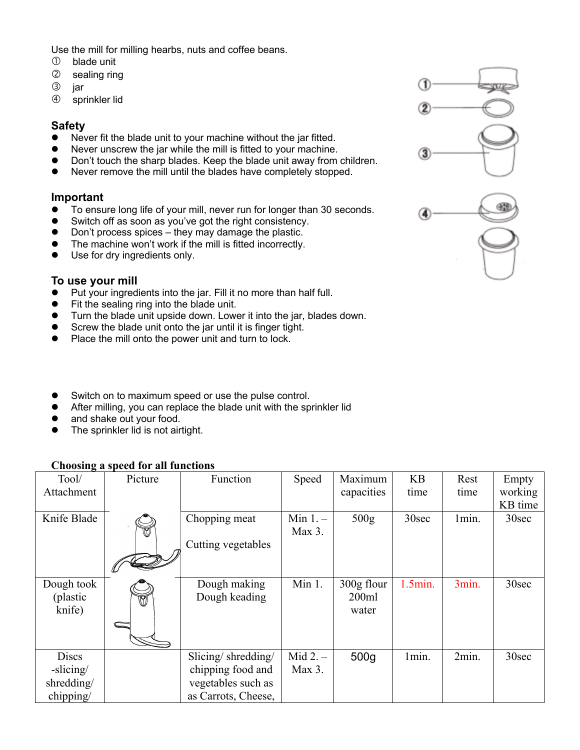Use the mill for milling hearbs, nuts and coffee beans.

① blade unit
② sealing ring
③ jar
④ sprinkler lid

## Safety

- Never fit the blade unit to your machine without the jar fitted.
- Never unscrew the jar while the mill is fitted to your machine.
- Don't touch the sharp blades. Keep the blade unit away from children.
- Never remove the mill until the blades have completely stopped.

## Important

- To ensure long life of your mill, never run for longer than 30 seconds.
- Switch off as soon as you've got the right consistency.
- Don't process spices – they may damage the plastic.
- The machine won't work if the mill is fitted incorrectly.
- Use for dry ingredients only.

## To use your mill

- Put your ingredients into the jar. Fill it no more than half full.
- Fit the sealing ring into the blade unit.
- Turn the blade unit upside down. Lower it into the jar, blades down.
- Screw the blade unit onto the jar until it is finger tight.
- Place the mill onto the power unit and turn to lock.

- Switch on to maximum speed or use the pulse control.
- After milling, you can replace the blade unit with the sprinkler lid
- and shake out your food.
- The sprinkler lid is not airtight.

**Choosing a speed for all functions**

| Tool/ Attachment | Picture | Function | Speed | Maximum capacities | KB time | Rest time | Empty working KB time |
|---|---|---|---|---|---|---|---|
| Knife Blade | | Chopping meat<br><br>Cutting vegetables | Min 1. – Max 3. | 500g | 30sec | 1min. | 30sec |
| Dough took (plastic knife) | | Dough making Dough keading | Min 1. | 300g flour 200ml water | 1.5min. | 3min. | 30sec |
| Discs -slicing/ shredding/ chipping/ | | Slicing/ shredding/ chipping food and vegetables such as as Carrots, Cheese, | Mid 2. – Max 3. | 500g | 1min. | 2min. | 30sec |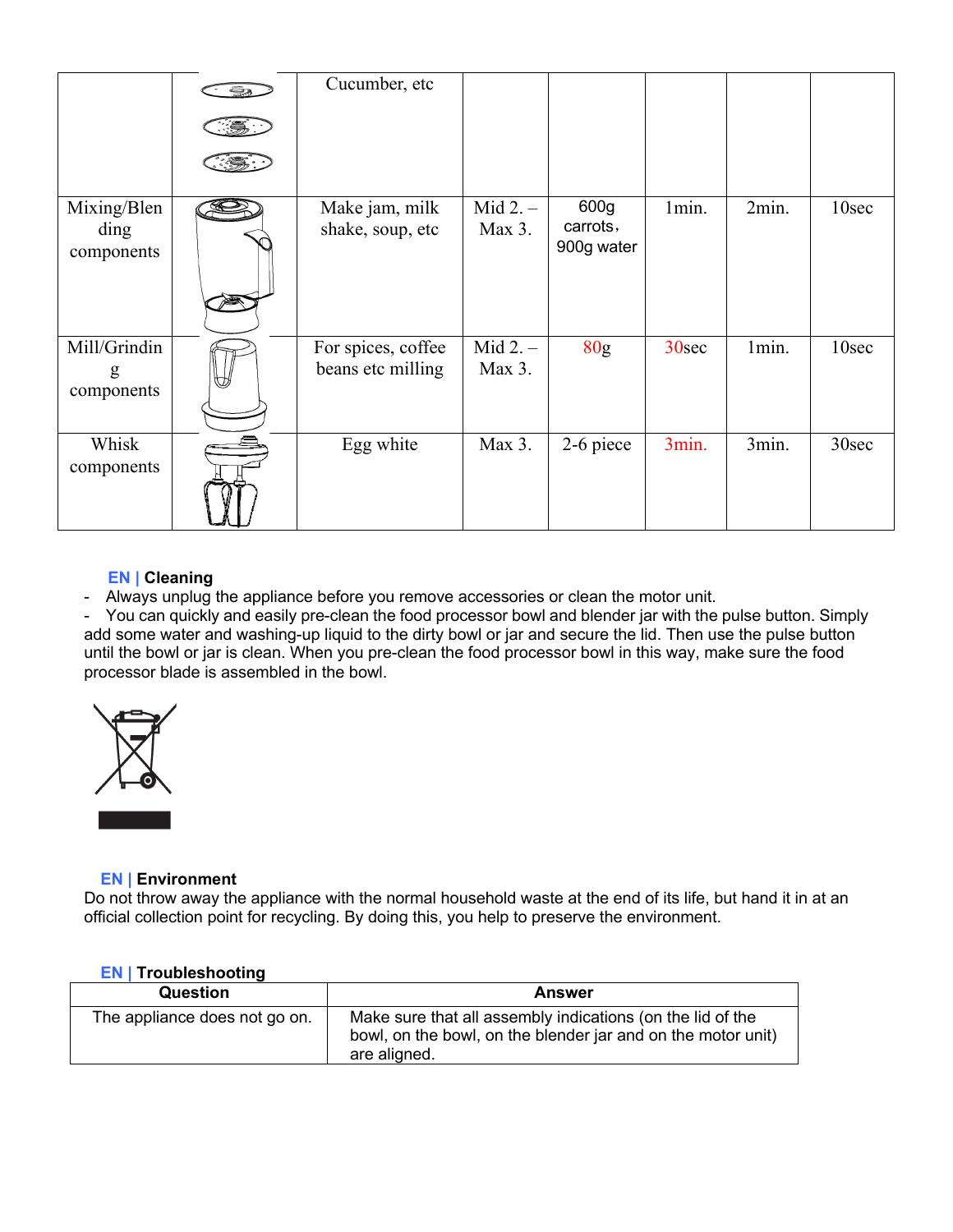|  |  | Cucumber, etc |  |  |  |  |  |
|---|---|---|---|---|---|---|---|
| Mixing/Blending components |  | Make jam, milk shake, soup, etc | Mid 2. – Max 3. | 600g carrots，900g water | 1min. | 2min. | 10sec |
| Mill/Grinding components |  | For spices, coffee beans etc milling | Mid 2. – Max 3. | 80g | 30sec | 1min. | 10sec |
| Whisk components |  | Egg white | Max 3. | 2-6 piece | 3min. | 3min. | 30sec |

### EN | Cleaning

- Always unplug the appliance before you remove accessories or clean the motor unit.
- You can quickly and easily pre-clean the food processor bowl and blender jar with the pulse button. Simply add some water and washing-up liquid to the dirty bowl or jar and secure the lid. Then use the pulse button until the bowl or jar is clean. When you pre-clean the food processor bowl in this way, make sure the food processor blade is assembled in the bowl.

### EN | Environment

Do not throw away the appliance with the normal household waste at the end of its life, but hand it in at an official collection point for recycling. By doing this, you help to preserve the environment.

### EN | Troubleshooting

| Question | Answer |
|---|---|
| The appliance does not go on. | Make sure that all assembly indications (on the lid of the bowl, on the bowl, on the blender jar and on the motor unit) are aligned. |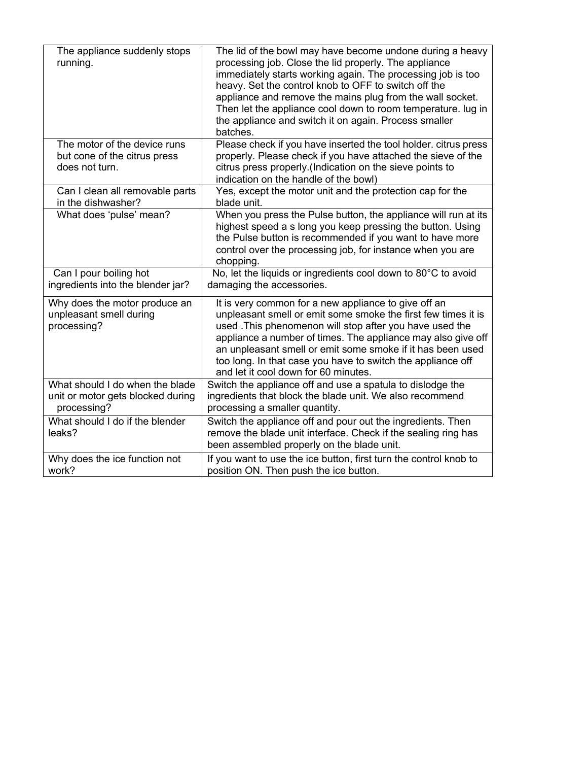| | |
|---|---|
| The appliance suddenly stops running. | The lid of the bowl may have become undone during a heavy processing job. Close the lid properly. The appliance immediately starts working again. The processing job is too heavy. Set the control knob to OFF to switch off the appliance and remove the mains plug from the wall socket. Then let the appliance cool down to room temperature. lug in the appliance and switch it on again. Process smaller batches. |
| The motor of the device runs but cone of the citrus press does not turn. | Please check if you have inserted the tool holder. citrus press properly. Please check if you have attached the sieve of the citrus press properly.(Indication on the sieve points to indication on the handle of the bowl) |
| Can I clean all removable parts in the dishwasher? | Yes, except the motor unit and the protection cap for the blade unit. |
| What does 'pulse' mean? | When you press the Pulse button, the appliance will run at its highest speed a s long you keep pressing the button. Using the Pulse button is recommended if you want to have more control over the processing job, for instance when you are chopping. |
| Can I pour boiling hot ingredients into the blender jar? | No, let the liquids or ingredients cool down to 80°C to avoid damaging the accessories. |
| Why does the motor produce an unpleasant smell during processing? | It is very common for a new appliance to give off an unpleasant smell or emit some smoke the first few times it is used .This phenomenon will stop after you have used the appliance a number of times. The appliance may also give off an unpleasant smell or emit some smoke if it has been used too long. In that case you have to switch the appliance off and let it cool down for 60 minutes. |
| What should I do when the blade unit or motor gets blocked during processing? | Switch the appliance off and use a spatula to dislodge the ingredients that block the blade unit. We also recommend processing a smaller quantity. |
| What should I do if the blender leaks? | Switch the appliance off and pour out the ingredients. Then remove the blade unit interface. Check if the sealing ring has been assembled properly on the blade unit. |
| Why does the ice function not work? | If you want to use the ice button, first turn the control knob to position ON. Then push the ice button. |